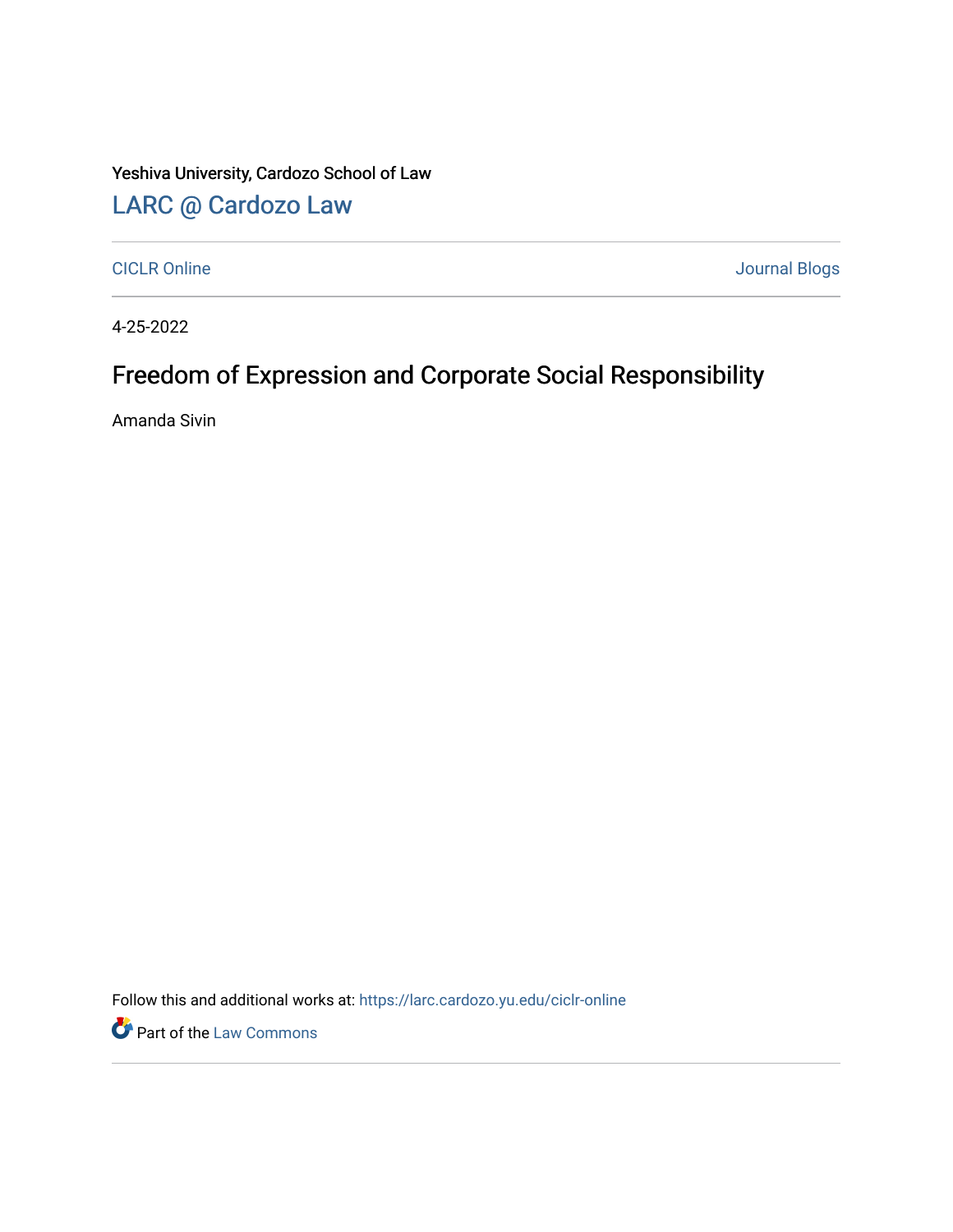Yeshiva University, Cardozo School of Law

[LARC @ Cardozo Law](https://larc.cardozo.yu.edu/)

CICLR Online | Journal Blogs

4-25-2022

# Freedom of Expression and Corporate Social Responsibility

Amanda Sivin

Follow this and additional works at: https://larc.cardozo.yu.edu/ciclr-online

Part of the Law Commons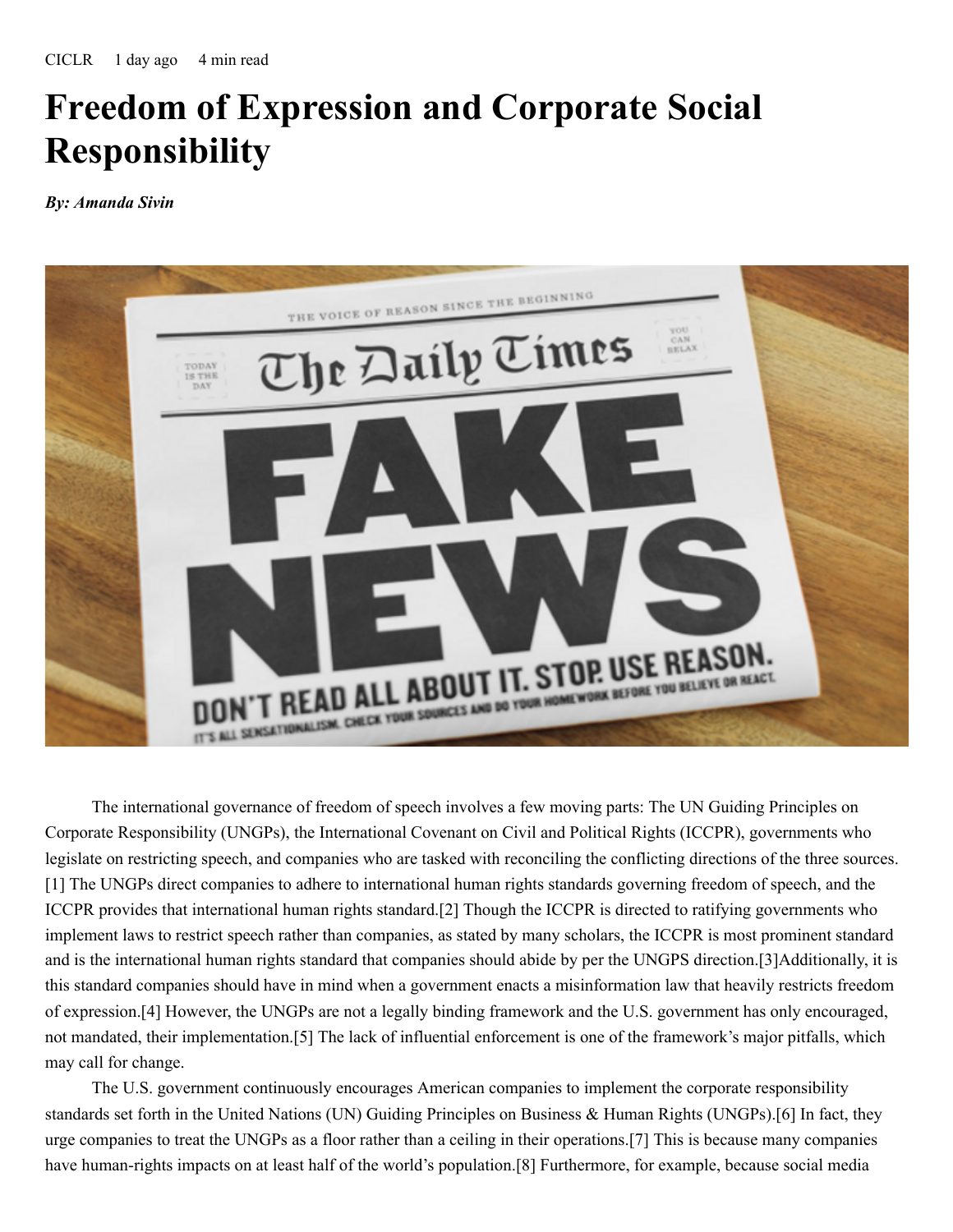CICLR 1 day ago 4 min read

# Freedom of Expression and Corporate Social Responsibility

***By: Amanda Sivin***

The international governance of freedom of speech involves a few moving parts: The UN Guiding Principles on Corporate Responsibility (UNGPs), the International Covenant on Civil and Political Rights (ICCPR), governments who legislate on restricting speech, and companies who are tasked with reconciling the conflicting directions of the three sources.[1] The UNGPs direct companies to adhere to international human rights standards governing freedom of speech, and the ICCPR provides that international human rights standard.[2] Though the ICCPR is directed to ratifying governments who implement laws to restrict speech rather than companies, as stated by many scholars, the ICCPR is most prominent standard and is the international human rights standard that companies should abide by per the UNGPS direction.[3]Additionally, it is this standard companies should have in mind when a government enacts a misinformation law that heavily restricts freedom of expression.[4] However, the UNGPs are not a legally binding framework and the U.S. government has only encouraged, not mandated, their implementation.[5] The lack of influential enforcement is one of the framework's major pitfalls, which may call for change.

The U.S. government continuously encourages American companies to implement the corporate responsibility standards set forth in the United Nations (UN) Guiding Principles on Business & Human Rights (UNGPs).[6] In fact, they urge companies to treat the UNGPs as a floor rather than a ceiling in their operations.[7] This is because many companies have human-rights impacts on at least half of the world's population.[8] Furthermore, for example, because social media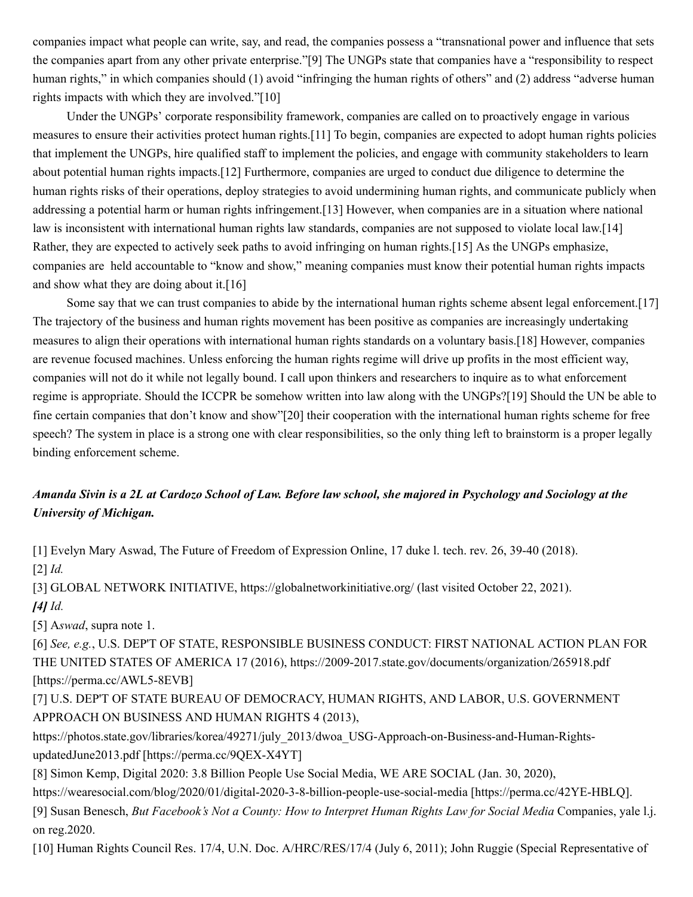companies impact what people can write, say, and read, the companies possess a "transnational power and influence that sets the companies apart from any other private enterprise."[9] The UNGPs state that companies have a "responsibility to respect human rights," in which companies should (1) avoid "infringing the human rights of others" and (2) address "adverse human rights impacts with which they are involved."[10]

Under the UNGPs' corporate responsibility framework, companies are called on to proactively engage in various measures to ensure their activities protect human rights.[11] To begin, companies are expected to adopt human rights policies that implement the UNGPs, hire qualified staff to implement the policies, and engage with community stakeholders to learn about potential human rights impacts.[12] Furthermore, companies are urged to conduct due diligence to determine the human rights risks of their operations, deploy strategies to avoid undermining human rights, and communicate publicly when addressing a potential harm or human rights infringement.[13] However, when companies are in a situation where national law is inconsistent with international human rights law standards, companies are not supposed to violate local law.[14] Rather, they are expected to actively seek paths to avoid infringing on human rights.[15] As the UNGPs emphasize, companies are held accountable to "know and show," meaning companies must know their potential human rights impacts and show what they are doing about it.[16]

Some say that we can trust companies to abide by the international human rights scheme absent legal enforcement.[17] The trajectory of the business and human rights movement has been positive as companies are increasingly undertaking measures to align their operations with international human rights standards on a voluntary basis.[18] However, companies are revenue focused machines. Unless enforcing the human rights regime will drive up profits in the most efficient way, companies will not do it while not legally bound. I call upon thinkers and researchers to inquire as to what enforcement regime is appropriate. Should the ICCPR be somehow written into law along with the UNGPs?[19] Should the UN be able to fine certain companies that don't know and show"[20] their cooperation with the international human rights scheme for free speech? The system in place is a strong one with clear responsibilities, so the only thing left to brainstorm is a proper legally binding enforcement scheme.

***Amanda Sivin is a 2L at Cardozo School of Law. Before law school, she majored in Psychology and Sociology at the University of Michigan.***

[1] Evelyn Mary Aswad, The Future of Freedom of Expression Online, 17 duke l. tech. rev. 26, 39-40 (2018).

[2] *Id.*

[3] GLOBAL NETWORK INITIATIVE, https://globalnetworkinitiative.org/ (last visited October 22, 2021).

***[4] Id.***

[5] A*swad*, supra note 1.

[6] *See, e.g.*, U.S. DEP'T OF STATE, RESPONSIBLE BUSINESS CONDUCT: FIRST NATIONAL ACTION PLAN FOR THE UNITED STATES OF AMERICA 17 (2016), https://2009-2017.state.gov/documents/organization/265918.pdf [https://perma.cc/AWL5-8EVB]

[7] U.S. DEP'T OF STATE BUREAU OF DEMOCRACY, HUMAN RIGHTS, AND LABOR, U.S. GOVERNMENT APPROACH ON BUSINESS AND HUMAN RIGHTS 4 (2013), https://photos.state.gov/libraries/korea/49271/july_2013/dwoa_USG-Approach-on-Business-and-Human-Rights-updatedJune2013.pdf [https://perma.cc/9QEX-X4YT]

[8] Simon Kemp, Digital 2020: 3.8 Billion People Use Social Media, WE ARE SOCIAL (Jan. 30, 2020), https://wearesocial.com/blog/2020/01/digital-2020-3-8-billion-people-use-social-media [https://perma.cc/42YE-HBLQ].

[9] Susan Benesch, *But Facebook's Not a County: How to Interpret Human Rights Law for Social Media* Companies, yale l.j. on reg.2020.

[10] Human Rights Council Res. 17/4, U.N. Doc. A/HRC/RES/17/4 (July 6, 2011); John Ruggie (Special Representative of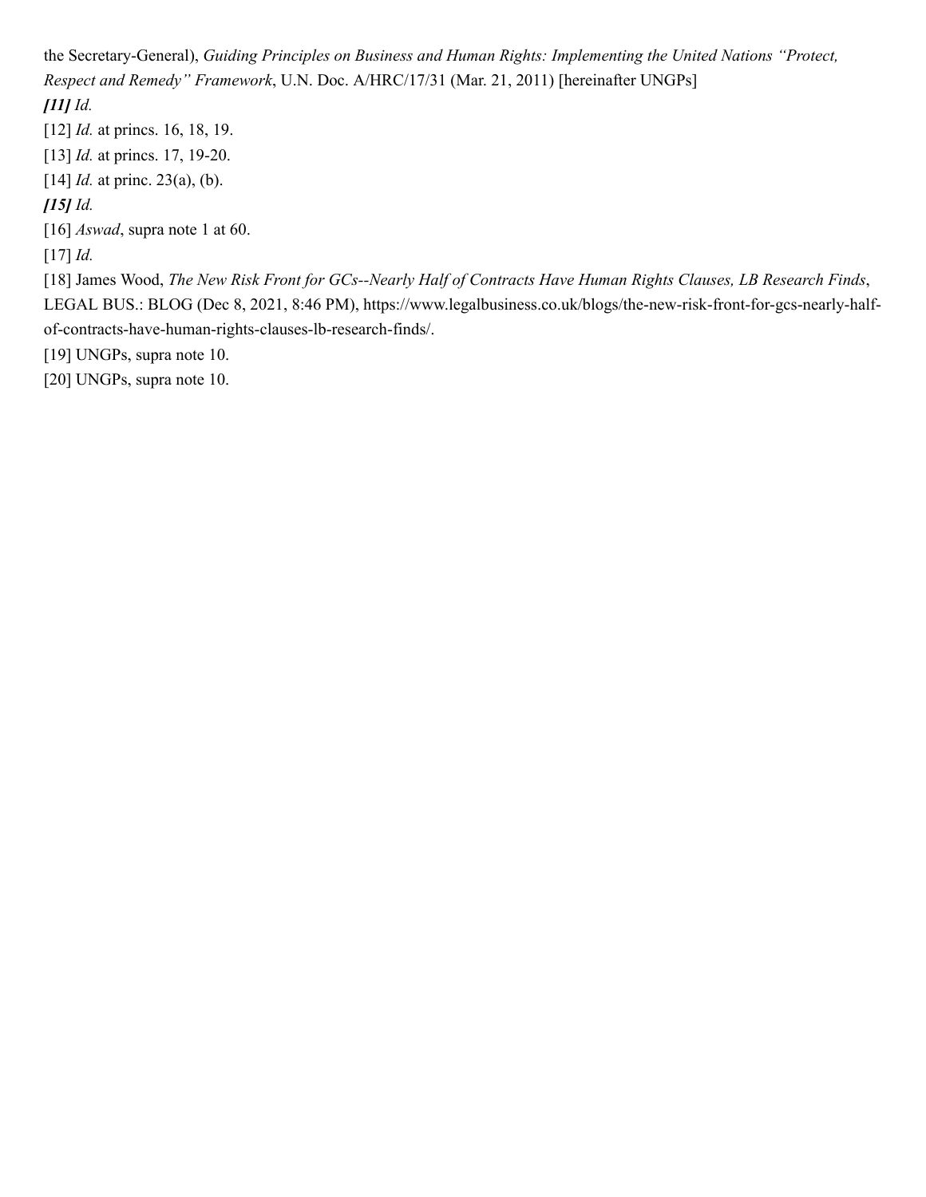the Secretary-General), *Guiding Principles on Business and Human Rights: Implementing the United Nations "Protect, Respect and Remedy" Framework*, U.N. Doc. A/HRC/17/31 (Mar. 21, 2011) [hereinafter UNGPs]

***[11]*** *Id.*

[12] *Id.* at princs. 16, 18, 19.

[13] *Id.* at princs. 17, 19-20.

[14] *Id.* at princ. 23(a), (b).

***[15]*** *Id.*

[16] *Aswad*, supra note 1 at 60.

[17] *Id.*

[18] James Wood, *The New Risk Front for GCs--Nearly Half of Contracts Have Human Rights Clauses, LB Research Finds*, LEGAL BUS.: BLOG (Dec 8, 2021, 8:46 PM), https://www.legalbusiness.co.uk/blogs/the-new-risk-front-for-gcs-nearly-half-of-contracts-have-human-rights-clauses-lb-research-finds/.

[19] UNGPs, supra note 10.

[20] UNGPs, supra note 10.